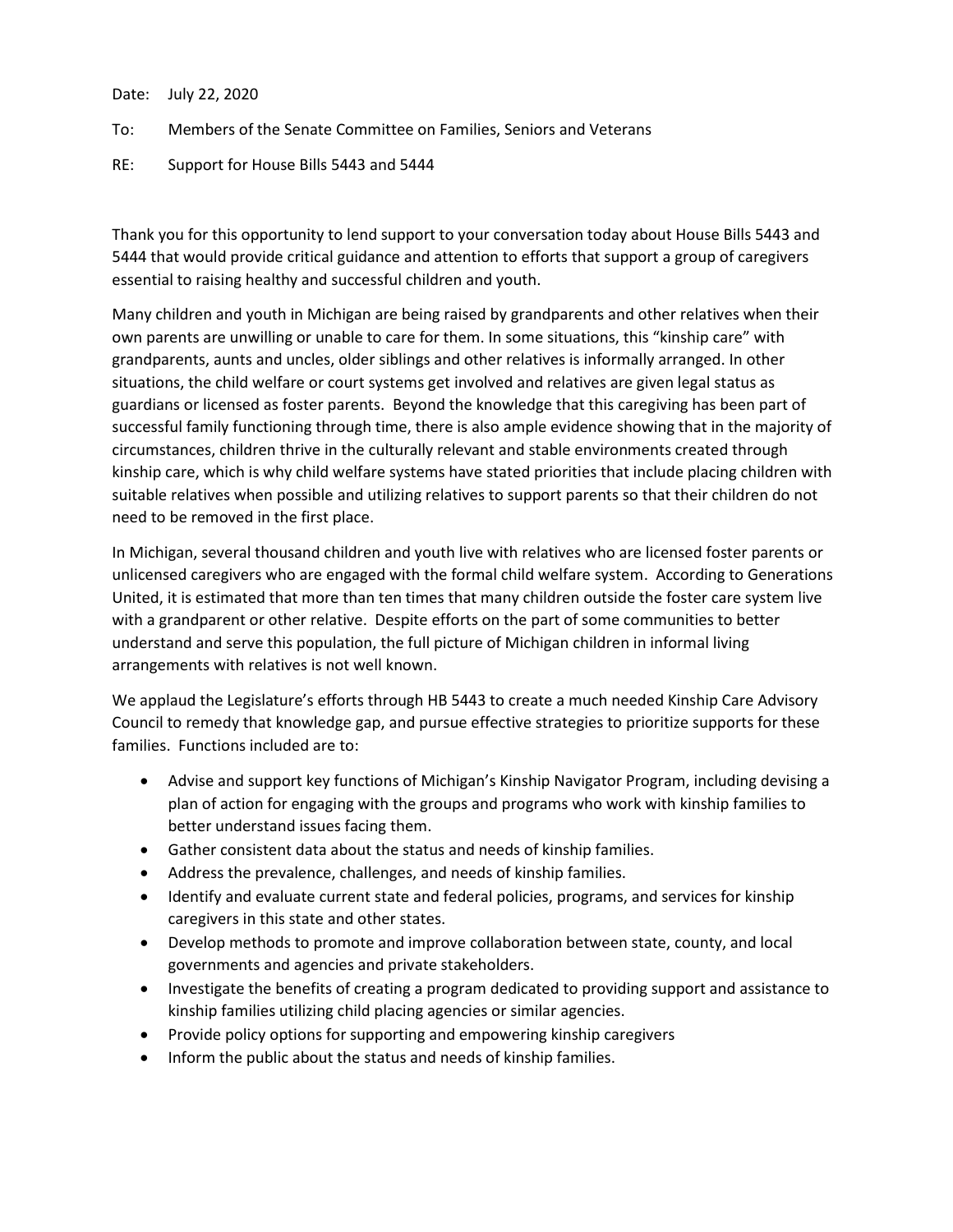Date: July 22, 2020

To: Members of the Senate Committee on Families, Seniors and Veterans

RE: Support for House Bills 5443 and 5444

Thank you for this opportunity to lend support to your conversation today about House Bills 5443 and 5444 that would provide critical guidance and attention to efforts that support a group of caregivers essential to raising healthy and successful children and youth.

Many children and youth in Michigan are being raised by grandparents and other relatives when their own parents are unwilling or unable to care for them. In some situations, this "kinship care" with grandparents, aunts and uncles, older siblings and other relatives is informally arranged. In other situations, the child welfare or court systems get involved and relatives are given legal status as guardians or licensed as foster parents. Beyond the knowledge that this caregiving has been part of successful family functioning through time, there is also ample evidence showing that in the majority of circumstances, children thrive in the culturally relevant and stable environments created through kinship care, which is why child welfare systems have stated priorities that include placing children with suitable relatives when possible and utilizing relatives to support parents so that their children do not need to be removed in the first place.

In Michigan, several thousand children and youth live with relatives who are licensed foster parents or unlicensed caregivers who are engaged with the formal child welfare system. According to Generations United, it is estimated that more than ten times that many children outside the foster care system live with a grandparent or other relative. Despite efforts on the part of some communities to better understand and serve this population, the full picture of Michigan children in informal living arrangements with relatives is not well known.

We applaud the Legislature's efforts through HB 5443 to create a much needed Kinship Care Advisory Council to remedy that knowledge gap, and pursue effective strategies to prioritize supports for these families. Functions included are to:

- Advise and support key functions of Michigan's Kinship Navigator Program, including devising a plan of action for engaging with the groups and programs who work with kinship families to better understand issues facing them.
- Gather consistent data about the status and needs of kinship families.
- Address the prevalence, challenges, and needs of kinship families.
- Identify and evaluate current state and federal policies, programs, and services for kinship caregivers in this state and other states.
- Develop methods to promote and improve collaboration between state, county, and local governments and agencies and private stakeholders.
- Investigate the benefits of creating a program dedicated to providing support and assistance to kinship families utilizing child placing agencies or similar agencies.
- Provide policy options for supporting and empowering kinship caregivers
- Inform the public about the status and needs of kinship families.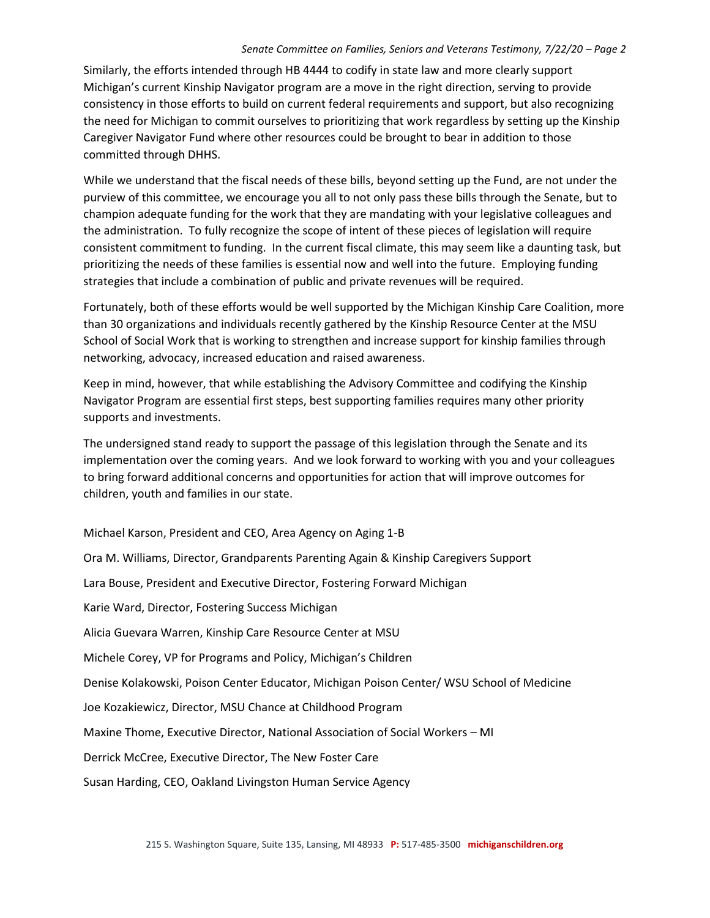Similarly, the efforts intended through HB 4444 to codify in state law and more clearly support Michigan's current Kinship Navigator program are a move in the right direction, serving to provide consistency in those efforts to build on current federal requirements and support, but also recognizing the need for Michigan to commit ourselves to prioritizing that work regardless by setting up the Kinship Caregiver Navigator Fund where other resources could be brought to bear in addition to those committed through DHHS.

While we understand that the fiscal needs of these bills, beyond setting up the Fund, are not under the purview of this committee, we encourage you all to not only pass these bills through the Senate, but to champion adequate funding for the work that they are mandating with your legislative colleagues and the administration. To fully recognize the scope of intent of these pieces of legislation will require consistent commitment to funding. In the current fiscal climate, this may seem like a daunting task, but prioritizing the needs of these families is essential now and well into the future. Employing funding strategies that include a combination of public and private revenues will be required.

Fortunately, both of these efforts would be well supported by the Michigan Kinship Care Coalition, more than 30 organizations and individuals recently gathered by the Kinship Resource Center at the MSU School of Social Work that is working to strengthen and increase support for kinship families through networking, advocacy, increased education and raised awareness.

Keep in mind, however, that while establishing the Advisory Committee and codifying the Kinship Navigator Program are essential first steps, best supporting families requires many other priority supports and investments.

The undersigned stand ready to support the passage of this legislation through the Senate and its implementation over the coming years. And we look forward to working with you and your colleagues to bring forward additional concerns and opportunities for action that will improve outcomes for children, youth and families in our state.

Michael Karson, President and CEO, Area Agency on Aging 1-B

Ora M. Williams, Director, Grandparents Parenting Again & Kinship Caregivers Support

Lara Bouse, President and Executive Director, Fostering Forward Michigan

Karie Ward, Director, Fostering Success Michigan

Alicia Guevara Warren, Kinship Care Resource Center at MSU

Michele Corey, VP for Programs and Policy, Michigan's Children

Denise Kolakowski, Poison Center Educator, Michigan Poison Center/ WSU School of Medicine

Joe Kozakiewicz, Director, MSU Chance at Childhood Program

Maxine Thome, Executive Director, National Association of Social Workers – MI

Derrick McCree, Executive Director, The New Foster Care

Susan Harding, CEO, Oakland Livingston Human Service Agency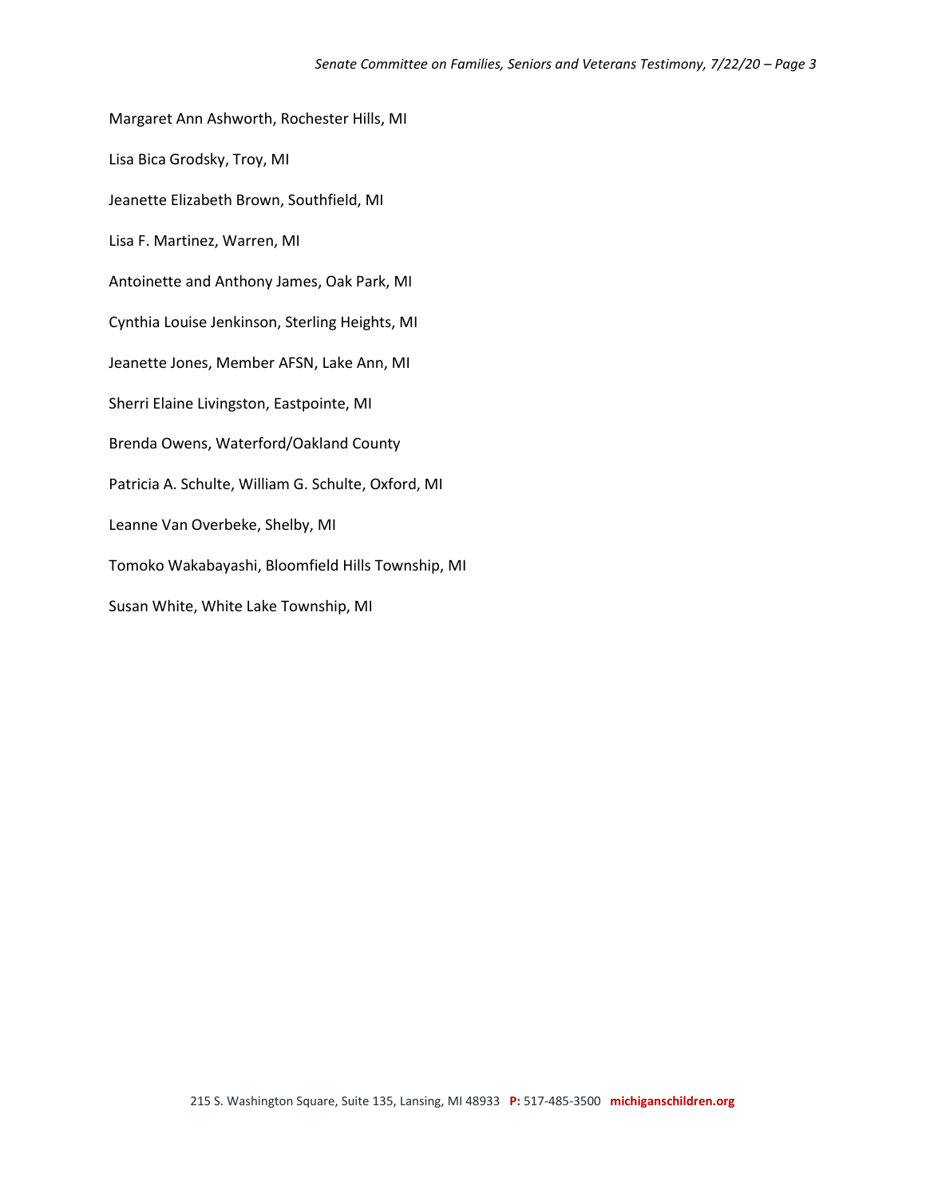Margaret Ann Ashworth, Rochester Hills, MI

Lisa Bica Grodsky, Troy, MI

Jeanette Elizabeth Brown, Southfield, MI

Lisa F. Martinez, Warren, MI

Antoinette and Anthony James, Oak Park, MI

Cynthia Louise Jenkinson, Sterling Heights, MI

Jeanette Jones, Member AFSN, Lake Ann, MI

Sherri Elaine Livingston, Eastpointe, MI

Brenda Owens, Waterford/Oakland County

Patricia A. Schulte, William G. Schulte, Oxford, MI

Leanne Van Overbeke, Shelby, MI

Tomoko Wakabayashi, Bloomfield Hills Township, MI

Susan White, White Lake Township, MI